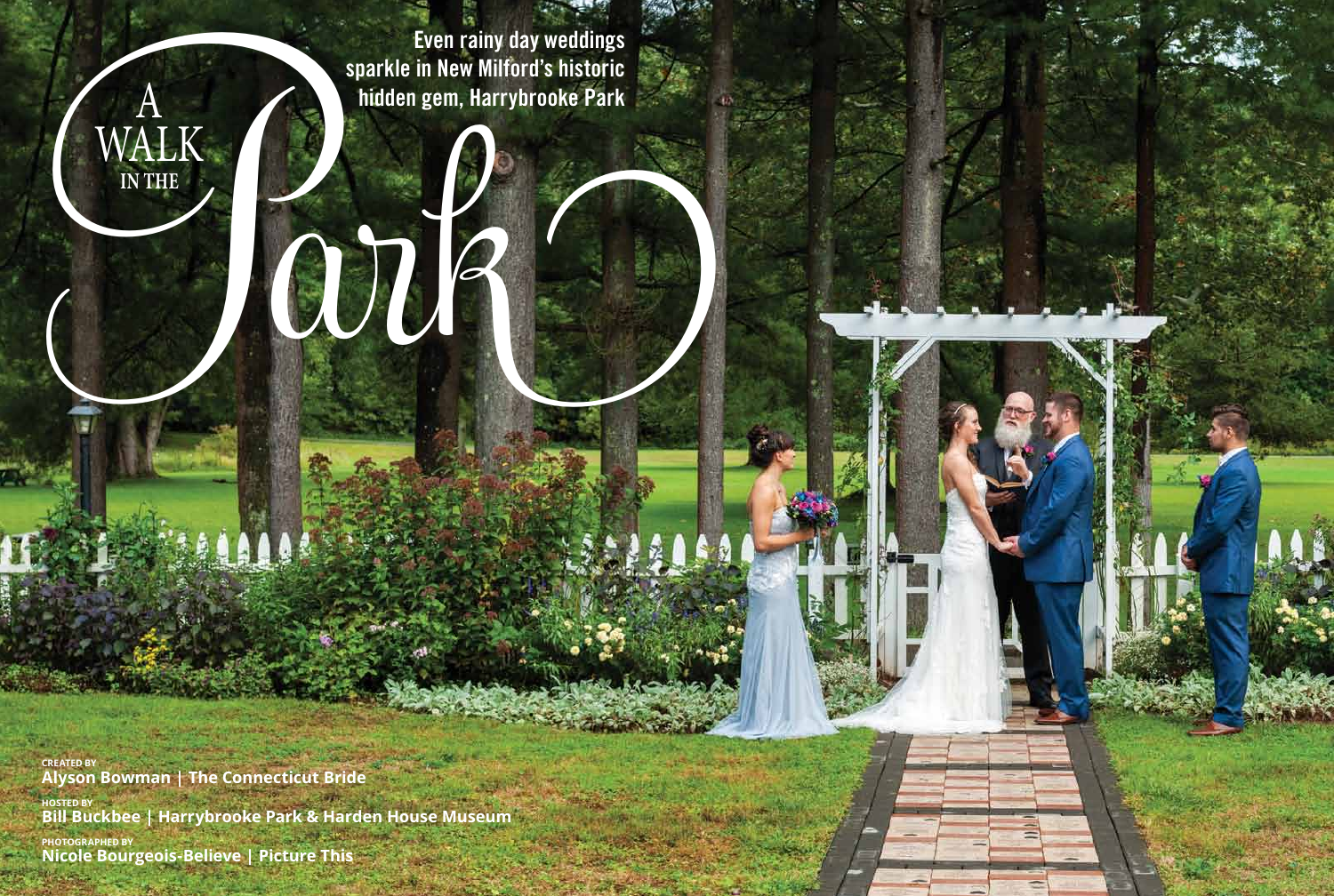# A WALK IN THE Park

Even rainy day weddings sparkle in New Milford's historic hidden gem, Harrybrooke Park

CREATED BY
**Alyson Bowman | The Connecticut Bride**

HOSTED BY
**Bill Buckbee | Harrybrooke Park & Harden House Museum**

PHOTOGRAPHED BY
**Nicole Bourgeois-Believe | Picture This**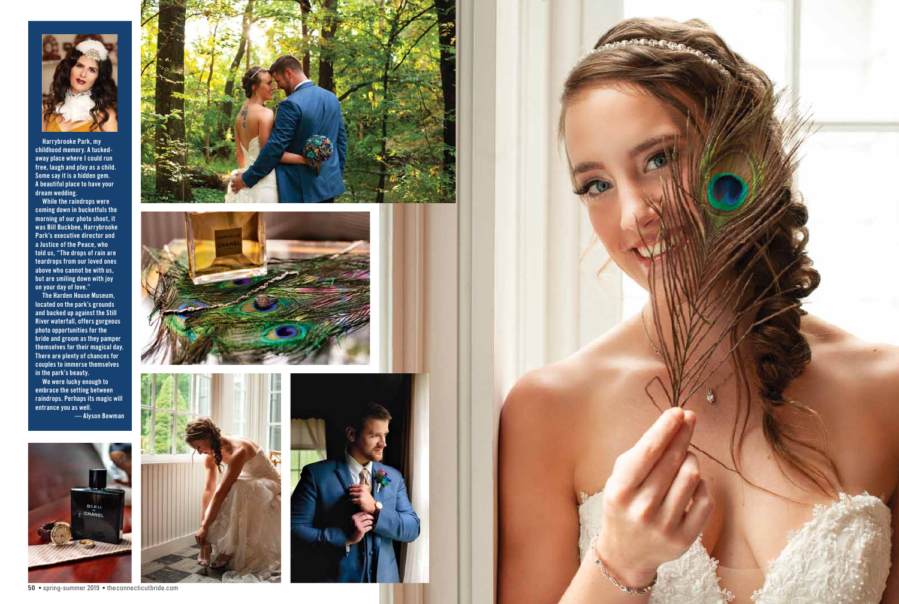Harrybrooke Park, my childhood memory. A tucked-away place where I could run free, laugh and play as a child. Some say it is a hidden gem. A beautiful place to have your dream wedding.

While the raindrops were coming down in bucketfuls the morning of our photo shoot, it was Bill Buckbee, Harrybrooke Park's executive director and a Justice of the Peace, who told us, "The drops of rain are teardrops from our loved ones above who cannot be with us, but are smiling down with joy on your day of love."

The Harden House Museum, located on the park's grounds and backed up against the Still River waterfall, offers gorgeous photo opportunities for the bride and groom as they pamper themselves for their magical day. There are plenty of chances for couples to immerse themselves in the park's beauty.

We were lucky enough to embrace the setting between raindrops. Perhaps its magic will entrance you as well.

— Alyson Bowman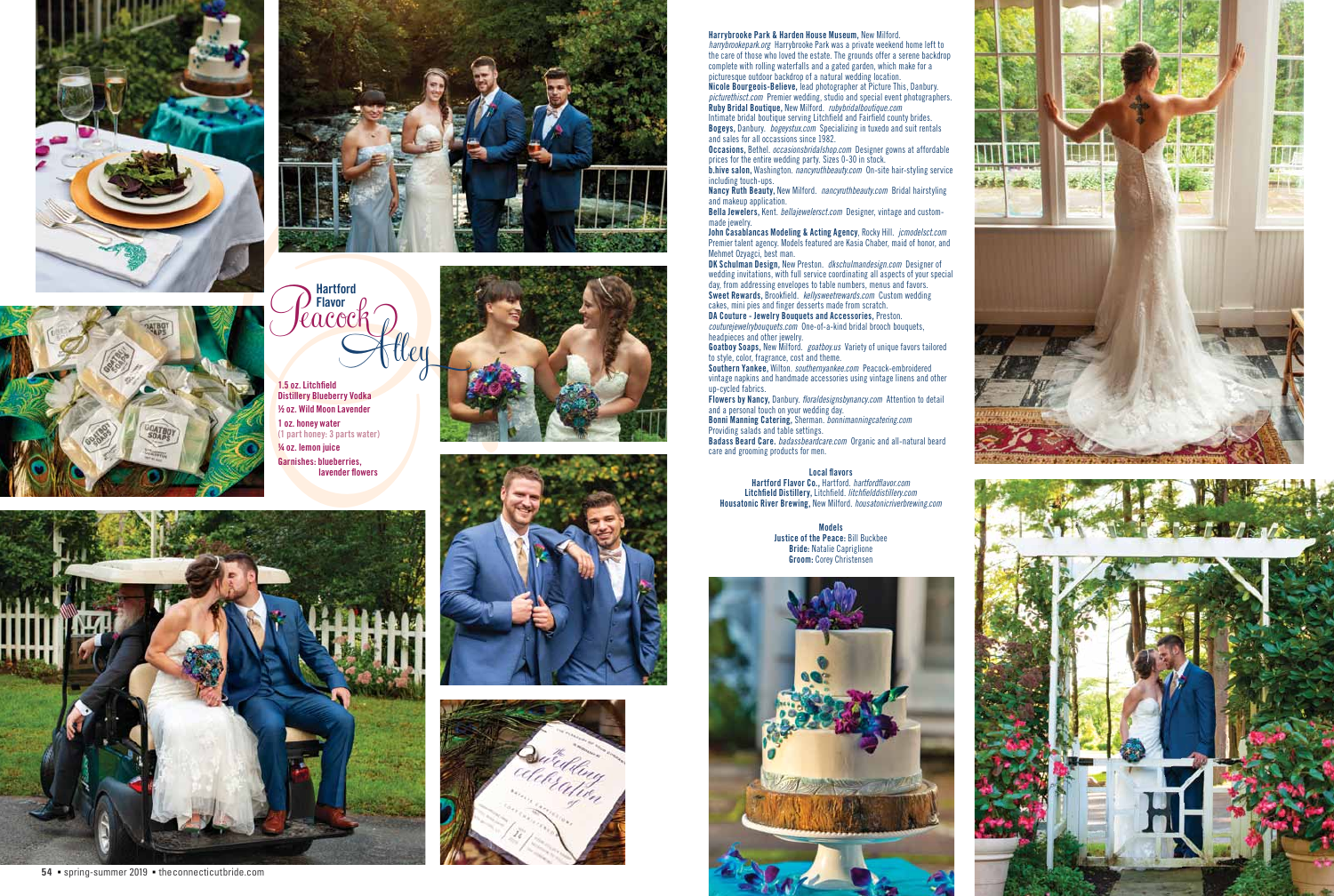## Hartford Flavor Peacock Alley

1.5 oz. Litchfield Distillery Blueberry Vodka
½ oz. Wild Moon Lavender
1 oz. honey water (1 part honey: 3 parts water)
¼ oz. lemon juice
Garnishes: blueberries, lavender flowers

**Harrybrooke Park & Harden House Museum,** New Milford. *harrybrookepark.org* Harrybrooke Park was a private weekend home left to the care of those who loved the estate. The grounds offer a serene backdrop complete with rolling waterfalls and a gated garden, which make for a picturesque outdoor backdrop of a natural wedding location.

**Nicole Bourgeois-Believe,** lead photographer at Picture This, Danbury. *picturethisct.com* Premier wedding, studio and special event photographers.

**Ruby Bridal Boutique,** New Milford. *rubybridalboutique.com* Intimate bridal boutique serving Litchfield and Fairfield county brides.

**Bogeys,** Danbury. *bogeystux.com* Specializing in tuxedo and suit rentals and sales for all occassions since 1982.

**Occasions,** Bethel. *occasionsbridalshop.com* Designer gowns at affordable prices for the entire wedding party. Sizes 0-30 in stock.

**b.hive salon,** Washington. *nancyruthbeauty.com* On-site hair-styling service including touch-ups.

**Nancy Ruth Beauty,** New Milford. *nancyruthbeauty.com* Bridal hairstyling and makeup application.

**Bella Jewelers,** Kent. *bellajewelersct.com* Designer, vintage and custom-made jewelry.

**John Casablancas Modeling & Acting Agency,** Rocky Hill. *jcmodelsct.com* Premier talent agency. Models featured are Kasia Chaber, maid of honor, and Mehmet Ozyagci, best man.

**DK Schulman Design,** New Preston. *dkschulmandesign.com* Designer of wedding invitations, with full service coordinating all aspects of your special day, from addressing envelopes to table numbers, menus and favors.

**Sweet Rewards,** Brookfield. *kellysweetrewards.com* Custom wedding cakes, mini pies and finger desserts made from scratch.

**DA Couture - Jewelry Bouquets and Accessories,** Preston. *couturejewelrybouquets.com* One-of-a-kind bridal brooch bouquets, headpieces and other jewelry.

**Goatboy Soaps,** New Milford. *goatboy.us* Variety of unique favors tailored to style, color, fragrance, cost and theme.

**Southern Yankee,** Wilton. *southernyankee.com* Peacock-embroidered vintage napkins and handmade accessories using vintage linens and other up-cycled fabrics.

**Flowers by Nancy,** Danbury. *floraldesignsbynancy.com* Attention to detail and a personal touch on your wedding day.

**Bonni Manning Catering,** Sherman. *bonnimanningcatering.com* Providing salads and table settings.

**Badass Beard Care.** *badassbeardcare.com* Organic and all-natural beard care and grooming products for men.

**Local flavors**

**Hartford Flavor Co.,** Hartford. *hartfordflavor.com*
**Litchfield Distillery,** Litchfield. *litchfielddistillery.com*
**Housatonic River Brewing,** New Milford. *housatonicriverbrewing.com*

**Models**

**Justice of the Peace:** Bill Buckbee
**Bride:** Natalie Capriglione
**Groom:** Corey Christensen